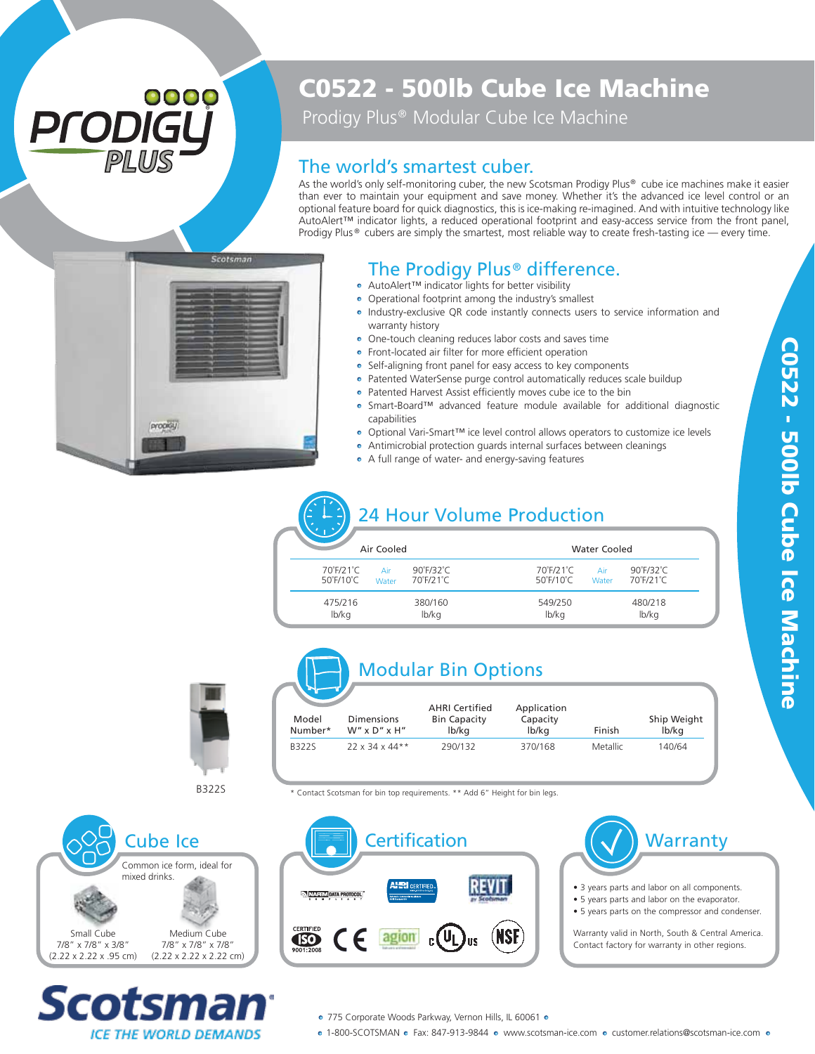# C0522 - 500lb Cube Ice Machine

Prodigy Plus® Modular Cube Ice Machine

## The world's smartest cuber.

As the world's only self-monitoring cuber, the new Scotsman Prodigy Plus® cube ice machines make it easier than ever to maintain your equipment and save money. Whether it's the advanced ice level control or an optional feature board for quick diagnostics, this is ice-making re-imagined. And with intuitive technology like AutoAlert™ indicator lights, a reduced operational footprint and easy-access service from the front panel, Prodigy Plus® cubers are simply the smartest, most reliable way to create fresh-tasting ice — every time.

## The Prodigy Plus® difference.

- AutoAlert™ indicator lights for better visibility
- Operational footprint among the industry's smallest
- Industry-exclusive QR code instantly connects users to service information and warranty history
- One-touch cleaning reduces labor costs and saves time
- Front-located air filter for more efficient operation
- Self-aligning front panel for easy access to key components
- Patented WaterSense purge control automatically reduces scale buildup
- Patented Harvest Assist efficiently moves cube ice to the bin
- Smart-Board™ advanced feature module available for additional diagnostic capabilities
- Optional Vari-Smart™ ice level control allows operators to customize ice levels
- Antimicrobial protection guards internal surfaces between cleanings
- A full range of water- and energy-saving features

## 24 Hour Volume Production

| Air Cooled | | Water Cooled | |
|---|---|---|---|
| Air 70˚F/21˚C, Water 50˚F/10˚C | Air 90˚F/32˚C, Water 70˚F/21˚C | Air 70˚F/21˚C, Water 50˚F/10˚C | Air 90˚F/32˚C, Water 70˚F/21˚C |
| 475/216 lb/kg | 380/160 lb/kg | 549/250 lb/kg | 480/218 lb/kg |

## Modular Bin Options

| Model Number* | Dimensions W" x D" x H" | AHRI Certified Bin Capacity lb/kg | Application Capacity lb/kg | Finish | Ship Weight lb/kg |
|---|---|---|---|---|---|
| B322S | 22 x 34 x 44** | 290/132 | 370/168 | Metallic | 140/64 |

\* Contact Scotsman for bin top requirements. ** Add 6" Height for bin legs.

B322S

## Cube Ice

Common ice form, ideal for mixed drinks.

Small Cube
7/8" x 7/8" x 3/8"
(2.22 x 2.22 x .95 cm)

Medium Cube
7/8" x 7/8" x 7/8"
(2.22 x 2.22 x 2.22 cm)

## Certification

NAFEM Data Protocol Compliant, AHRI Certified, REVIT by Scotsman, ISO 9001:2008, CE, agion, cULus, NSF

## Warranty

- 3 years parts and labor on all components.
- 5 years parts and labor on the evaporator.
- 5 years parts on the compressor and condenser.

Warranty valid in North, South & Central America. Contact factory for warranty in other regions.

**Scotsman** ICE THE WORLD DEMANDS

775 Corporate Woods Parkway, Vernon Hills, IL 60061
1-800-SCOTSMAN • Fax: 847-913-9844 • www.scotsman-ice.com • customer.relations@scotsman-ice.com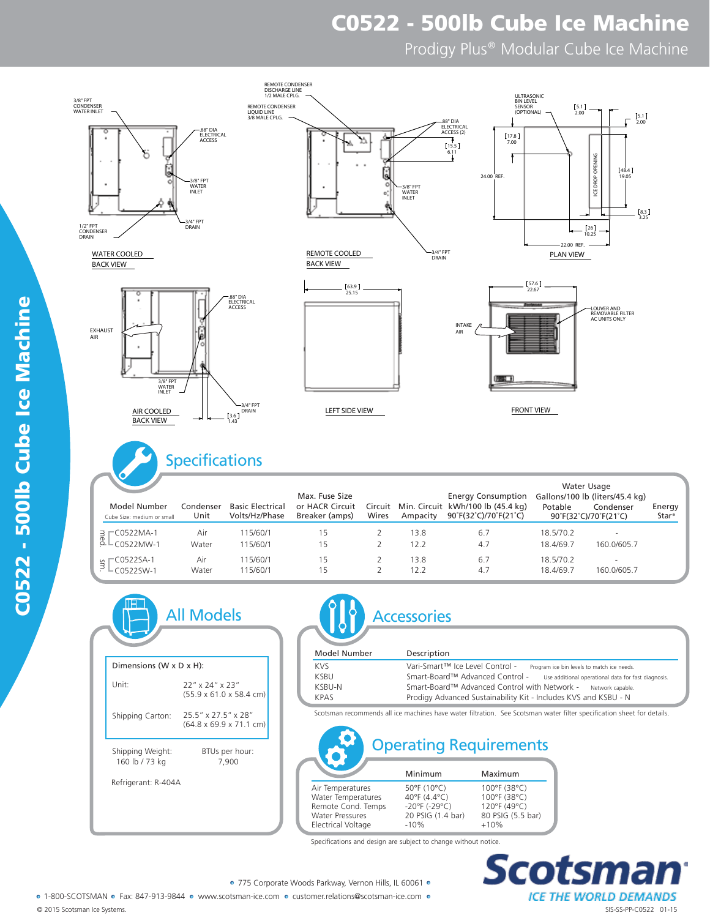# C0522 - 500lb Cube Ice Machine

Prodigy Plus® Modular Cube Ice Machine

3/8" FPT CONDENSER WATER INLET
.88" DIA ELECTRICAL ACCESS
3/8" FPT WATER INLET
3/4" FPT DRAIN
1/2" FPT CONDENSER DRAIN
WATER COOLED BACK VIEW

REMOTE CONDENSER DISCHARGE LINE 1/2 MALE CPLG.
REMOTE CONDENSER LIQUID LINE 3/8 MALE CPLG.
.88" DIA ELECTRICAL ACCESS (2)
[15.5] 6.11
3/8" FPT WATER INLET
3/4" FPT DRAIN
REMOTE COOLED BACK VIEW

ULTRASONIC BIN LEVEL SENSOR (OPTIONAL)
[5.1] 2.00
[5.1] 2.00
[17.8] 7.00
24.00 REF.
ICE DROP OPENING
[48.4] 19.05
[8.3] 3.25
[26] 10.25
22.00 REF.
PLAN VIEW

EXHAUST AIR
.88" DIA ELECTRICAL ACCESS
3/8" FPT WATER INLET
3/4" FPT DRAIN
[3.6] 1.43
AIR COOLED BACK VIEW

[63.9] 25.15
LEFT SIDE VIEW

[57.6] 22.67
INTAKE AIR
LOUVER AND REMOVABLE FILTER AC UNITS ONLY
FRONT VIEW

## Specifications

| | Model Number (Cube Size: medium or small) | Condenser Unit | Basic Electrical Volts/Hz/Phase | Max. Fuse Size or HACR Circuit Breaker (amps) | Circuit Wires | Min. Circuit Ampacity | Energy Consumption kWh/100 lb (45.4 kg) 90˚F(32˚C)/70˚F(21˚C) | Water Usage Gallons/100 lb (liters/45.4 kg) Potable 90˚F(32˚C)/70˚F(21˚C) | Condenser | Energy Star® |
|---|---|---|---|---|---|---|---|---|---|---|
| med. | C0522MA-1 | Air | 115/60/1 | 15 | 2 | 13.8 | 6.7 | 18.5/70.2 | - | |
| | C0522MW-1 | Water | 115/60/1 | 15 | 2 | 12.2 | 4.7 | 18.4/69.7 | 160.0/605.7 | |
| sm. | C0522SA-1 | Air | 115/60/1 | 15 | 2 | 13.8 | 6.7 | 18.5/70.2 | - | |
| | C0522SW-1 | Water | 115/60/1 | 15 | 2 | 12.2 | 4.7 | 18.4/69.7 | 160.0/605.7 | |

## All Models

| Dimensions (W x D x H): | |
|---|---|
| Unit: | 22" x 24" x 23" (55.9 x 61.0 x 58.4 cm) |
| Shipping Carton: | 25.5" x 27.5" x 28" (64.8 x 69.9 x 71.1 cm) |

Shipping Weight: 160 lb / 73 kg

BTUs per hour: 7,900

Refrigerant: R-404A

## Accessories

| Model Number | Description |
|---|---|
| KVS | Vari-Smart™ Ice Level Control - Program ice bin levels to match ice needs. |
| KSBU | Smart-Board™ Advanced Control - Use additional operational data for fast diagnosis. |
| KSBU-N | Smart-Board™ Advanced Control with Network - Network capable. |
| KPAS | Prodigy Advanced Sustainability Kit - Includes KVS and KSBU - N |

Scotsman recommends all ice machines have water filtration. See Scotsman water filter specification sheet for details.

## Operating Requirements

| | Minimum | Maximum |
|---|---|---|
| Air Temperatures | 50°F (10°C) | 100°F (38°C) |
| Water Temperatures | 40°F (4.4°C) | 100°F (38°C) |
| Remote Cond. Temps | -20°F (-29°C) | 120°F (49°C) |
| Water Pressures | 20 PSIG (1.4 bar) | 80 PSIG (5.5 bar) |
| Electrical Voltage | -10% | +10% |

Specifications and design are subject to change without notice.

Scotsman
ICE THE WORLD DEMANDS

775 Corporate Woods Parkway, Vernon Hills, IL 60061
1-800-SCOTSMAN • Fax: 847-913-9844 • www.scotsman-ice.com • customer.relations@scotsman-ice.com

© 2015 Scotsman Ice Systems.

SIS-SS-PP-C0522 01-15